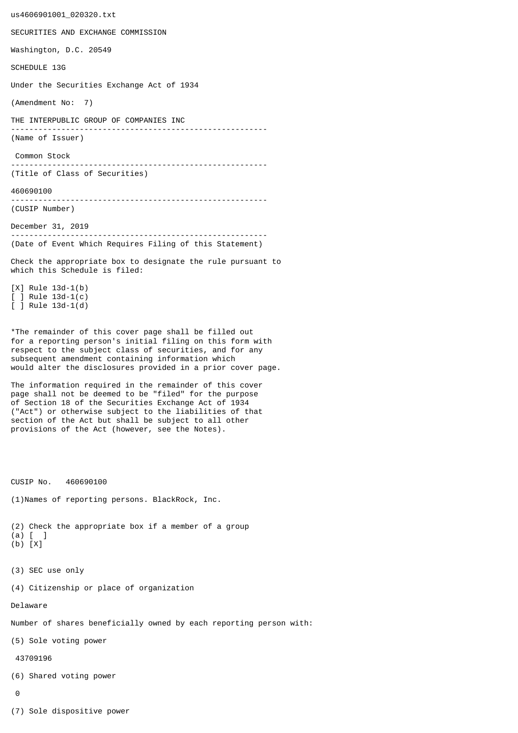us4606901001_020320.txt

SECURITIES AND EXCHANGE COMMISSION

Washington, D.C. 20549

SCHEDULE 13G

Under the Securities Exchange Act of 1934

(Amendment No: 7)

THE INTERPUBLIC GROUP OF COMPANIES INC

(Name of Issuer)

Common Stock

(Title of Class of Securities)

460690100

(CUSIP Number)

December 31, 2019

(Date of Event Which Requires Filing of this Statement)

Check the appropriate box to designate the rule pursuant to which this Schedule is filed:

[X] Rule 13d-1(b)
[ ] Rule 13d-1(c)
[ ] Rule 13d-1(d)

*The remainder of this cover page shall be filled out for a reporting person's initial filing on this form with respect to the subject class of securities, and for any subsequent amendment containing information which would alter the disclosures provided in a prior cover page.

The information required in the remainder of this cover page shall not be deemed to be "filed" for the purpose of Section 18 of the Securities Exchange Act of 1934 ("Act") or otherwise subject to the liabilities of that section of the Act but shall be subject to all other provisions of the Act (however, see the Notes).

CUSIP No. 460690100

(1)Names of reporting persons. BlackRock, Inc.

(2) Check the appropriate box if a member of a group
(a) [ ]
(b) [X]

(3) SEC use only

(4) Citizenship or place of organization

Delaware

Number of shares beneficially owned by each reporting person with:

(5) Sole voting power

43709196

(6) Shared voting power

0

(7) Sole dispositive power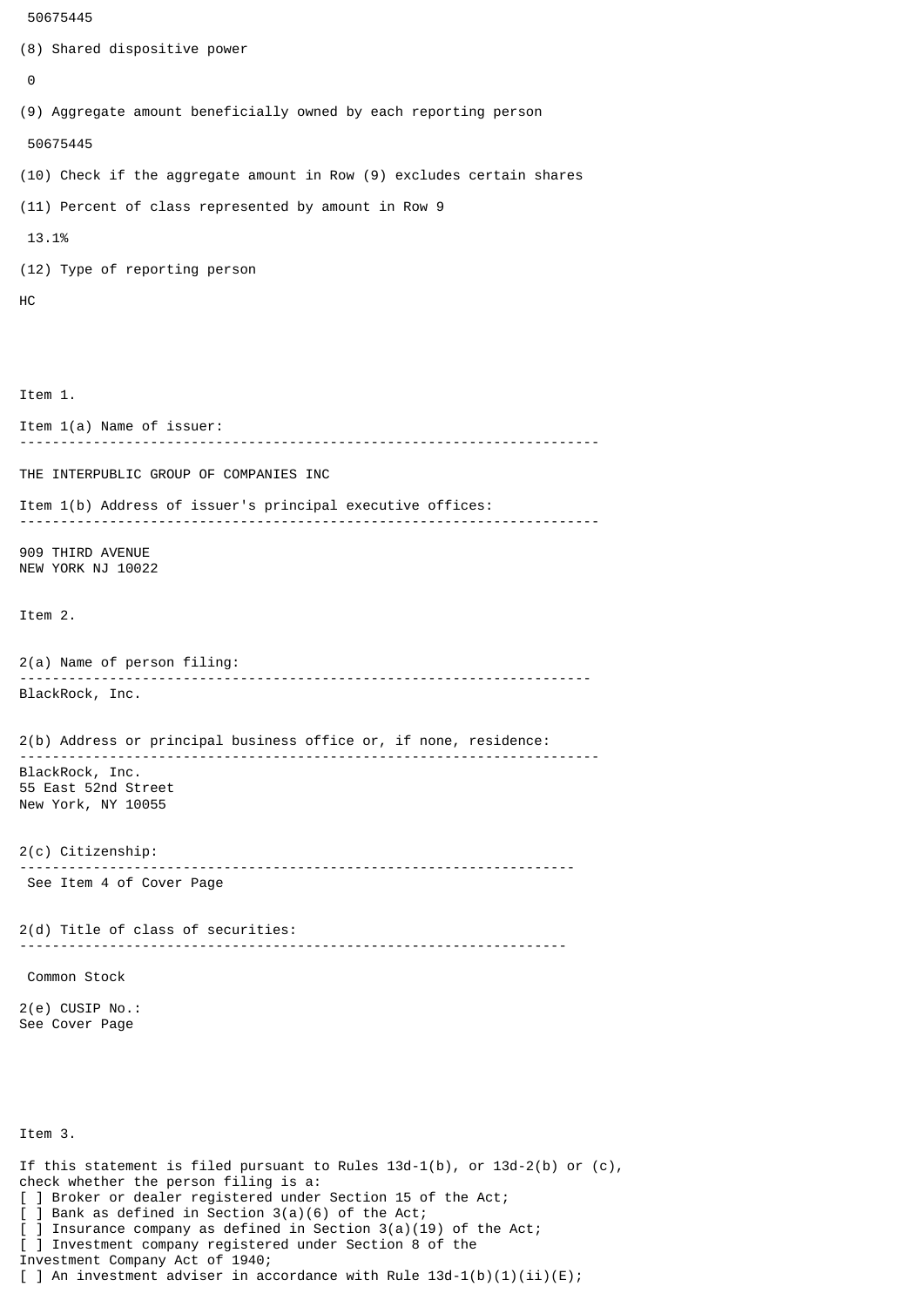50675445

(8) Shared dispositive power

0

(9) Aggregate amount beneficially owned by each reporting person

50675445

(10) Check if the aggregate amount in Row (9) excludes certain shares

(11) Percent of class represented by amount in Row 9

13.1%

(12) Type of reporting person

HC

Item 1.

Item 1(a) Name of issuer:

---

THE INTERPUBLIC GROUP OF COMPANIES INC

Item 1(b) Address of issuer's principal executive offices:

---

909 THIRD AVENUE
NEW YORK NJ 10022

Item 2.

2(a) Name of person filing:

---

BlackRock, Inc.

2(b) Address or principal business office or, if none, residence:

---

BlackRock, Inc.
55 East 52nd Street
New York, NY 10055

2(c) Citizenship:

---

See Item 4 of Cover Page

2(d) Title of class of securities:

---

Common Stock

2(e) CUSIP No.:
See Cover Page

Item 3.

If this statement is filed pursuant to Rules 13d-1(b), or 13d-2(b) or (c), check whether the person filing is a:
[ ] Broker or dealer registered under Section 15 of the Act;
[ ] Bank as defined in Section 3(a)(6) of the Act;
[ ] Insurance company as defined in Section 3(a)(19) of the Act;
[ ] Investment company registered under Section 8 of the Investment Company Act of 1940;
[ ] An investment adviser in accordance with Rule 13d-1(b)(1)(ii)(E);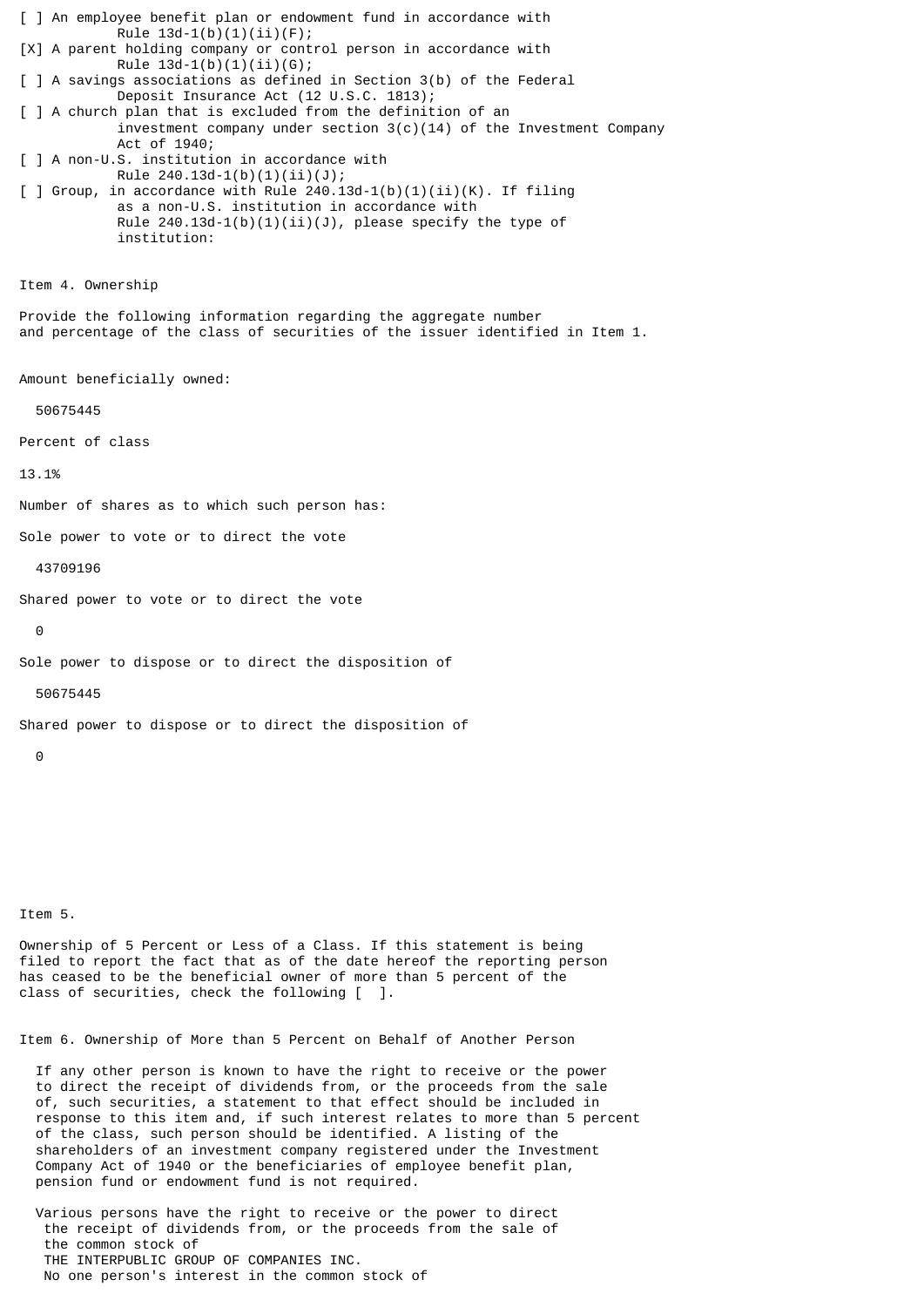[ ] An employee benefit plan or endowment fund in accordance with Rule 13d-1(b)(1)(ii)(F);

[X] A parent holding company or control person in accordance with Rule 13d-1(b)(1)(ii)(G);

[ ] A savings associations as defined in Section 3(b) of the Federal Deposit Insurance Act (12 U.S.C. 1813);

[ ] A church plan that is excluded from the definition of an investment company under section 3(c)(14) of the Investment Company Act of 1940;

[ ] A non-U.S. institution in accordance with Rule 240.13d-1(b)(1)(ii)(J);

[ ] Group, in accordance with Rule 240.13d-1(b)(1)(ii)(K). If filing as a non-U.S. institution in accordance with Rule 240.13d-1(b)(1)(ii)(J), please specify the type of institution:

Item 4. Ownership

Provide the following information regarding the aggregate number and percentage of the class of securities of the issuer identified in Item 1.

Amount beneficially owned:

50675445

Percent of class

13.1%

Number of shares as to which such person has:

Sole power to vote or to direct the vote

43709196

Shared power to vote or to direct the vote

0

Sole power to dispose or to direct the disposition of

50675445

Shared power to dispose or to direct the disposition of

0

Item 5.

Ownership of 5 Percent or Less of a Class. If this statement is being filed to report the fact that as of the date hereof the reporting person has ceased to be the beneficial owner of more than 5 percent of the class of securities, check the following [ ].

Item 6. Ownership of More than 5 Percent on Behalf of Another Person

If any other person is known to have the right to receive or the power to direct the receipt of dividends from, or the proceeds from the sale of, such securities, a statement to that effect should be included in response to this item and, if such interest relates to more than 5 percent of the class, such person should be identified. A listing of the shareholders of an investment company registered under the Investment Company Act of 1940 or the beneficiaries of employee benefit plan, pension fund or endowment fund is not required.

Various persons have the right to receive or the power to direct the receipt of dividends from, or the proceeds from the sale of the common stock of THE INTERPUBLIC GROUP OF COMPANIES INC. No one person's interest in the common stock of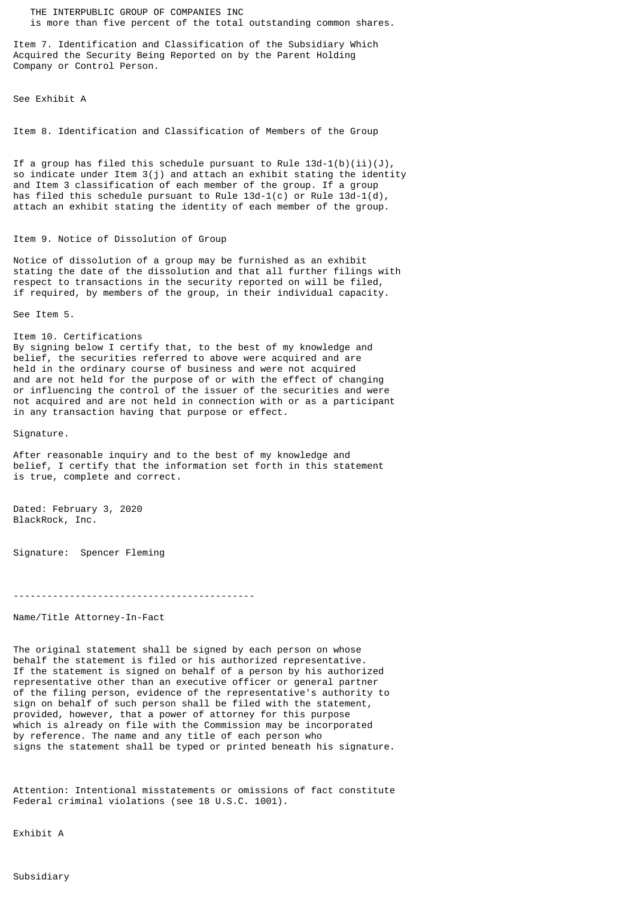THE INTERPUBLIC GROUP OF COMPANIES INC
is more than five percent of the total outstanding common shares.

Item 7. Identification and Classification of the Subsidiary Which Acquired the Security Being Reported on by the Parent Holding Company or Control Person.

See Exhibit A

Item 8. Identification and Classification of Members of the Group

If a group has filed this schedule pursuant to Rule 13d-1(b)(ii)(J), so indicate under Item 3(j) and attach an exhibit stating the identity and Item 3 classification of each member of the group. If a group has filed this schedule pursuant to Rule 13d-1(c) or Rule 13d-1(d), attach an exhibit stating the identity of each member of the group.

Item 9. Notice of Dissolution of Group

Notice of dissolution of a group may be furnished as an exhibit stating the date of the dissolution and that all further filings with respect to transactions in the security reported on will be filed, if required, by members of the group, in their individual capacity.

See Item 5.

Item 10. Certifications
By signing below I certify that, to the best of my knowledge and belief, the securities referred to above were acquired and are held in the ordinary course of business and were not acquired and are not held for the purpose of or with the effect of changing or influencing the control of the issuer of the securities and were not acquired and are not held in connection with or as a participant in any transaction having that purpose or effect.

Signature.

After reasonable inquiry and to the best of my knowledge and belief, I certify that the information set forth in this statement is true, complete and correct.

Dated: February 3, 2020
BlackRock, Inc.

Signature: Spencer Fleming

-------------------------------------------

Name/Title Attorney-In-Fact

The original statement shall be signed by each person on whose behalf the statement is filed or his authorized representative. If the statement is signed on behalf of a person by his authorized representative other than an executive officer or general partner of the filing person, evidence of the representative's authority to sign on behalf of such person shall be filed with the statement, provided, however, that a power of attorney for this purpose which is already on file with the Commission may be incorporated by reference. The name and any title of each person who signs the statement shall be typed or printed beneath his signature.

Attention: Intentional misstatements or omissions of fact constitute Federal criminal violations (see 18 U.S.C. 1001).

Exhibit A

Subsidiary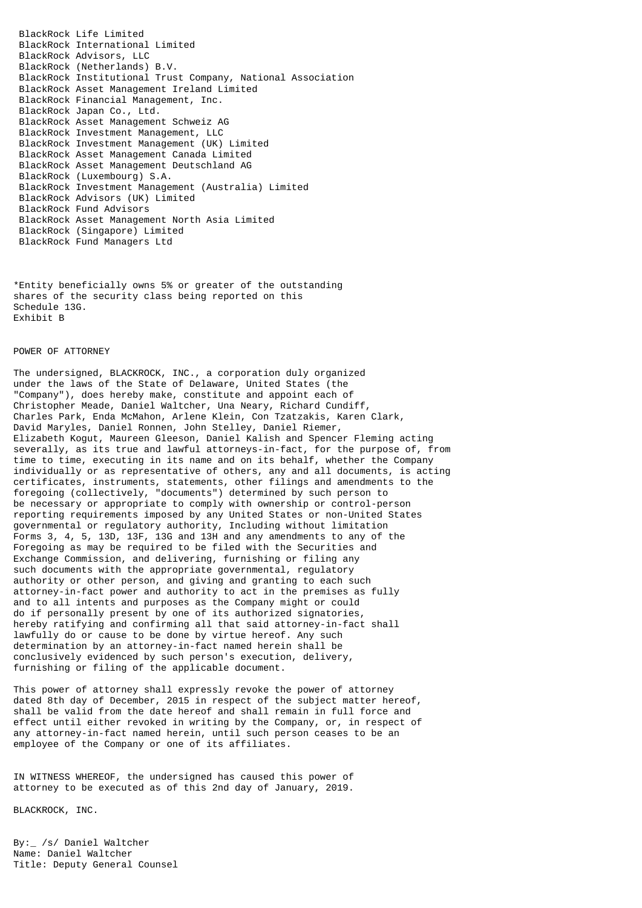BlackRock Life Limited
BlackRock International Limited
BlackRock Advisors, LLC
BlackRock (Netherlands) B.V.
BlackRock Institutional Trust Company, National Association
BlackRock Asset Management Ireland Limited
BlackRock Financial Management, Inc.
BlackRock Japan Co., Ltd.
BlackRock Asset Management Schweiz AG
BlackRock Investment Management, LLC
BlackRock Investment Management (UK) Limited
BlackRock Asset Management Canada Limited
BlackRock Asset Management Deutschland AG
BlackRock (Luxembourg) S.A.
BlackRock Investment Management (Australia) Limited
BlackRock Advisors (UK) Limited
BlackRock Fund Advisors
BlackRock Asset Management North Asia Limited
BlackRock (Singapore) Limited
BlackRock Fund Managers Ltd

*Entity beneficially owns 5% or greater of the outstanding shares of the security class being reported on this Schedule 13G.

Exhibit B

POWER OF ATTORNEY

The undersigned, BLACKROCK, INC., a corporation duly organized under the laws of the State of Delaware, United States (the "Company"), does hereby make, constitute and appoint each of Christopher Meade, Daniel Waltcher, Una Neary, Richard Cundiff, Charles Park, Enda McMahon, Arlene Klein, Con Tzatzakis, Karen Clark, David Maryles, Daniel Ronnen, John Stelley, Daniel Riemer, Elizabeth Kogut, Maureen Gleeson, Daniel Kalish and Spencer Fleming acting severally, as its true and lawful attorneys-in-fact, for the purpose of, from time to time, executing in its name and on its behalf, whether the Company individually or as representative of others, any and all documents, is acting certificates, instruments, statements, other filings and amendments to the foregoing (collectively, "documents") determined by such person to be necessary or appropriate to comply with ownership or control-person reporting requirements imposed by any United States or non-United States governmental or regulatory authority, Including without limitation Forms 3, 4, 5, 13D, 13F, 13G and 13H and any amendments to any of the Foregoing as may be required to be filed with the Securities and Exchange Commission, and delivering, furnishing or filing any such documents with the appropriate governmental, regulatory authority or other person, and giving and granting to each such attorney-in-fact power and authority to act in the premises as fully and to all intents and purposes as the Company might or could do if personally present by one of its authorized signatories, hereby ratifying and confirming all that said attorney-in-fact shall lawfully do or cause to be done by virtue hereof. Any such determination by an attorney-in-fact named herein shall be conclusively evidenced by such person's execution, delivery, furnishing or filing of the applicable document.

This power of attorney shall expressly revoke the power of attorney dated 8th day of December, 2015 in respect of the subject matter hereof, shall be valid from the date hereof and shall remain in full force and effect until either revoked in writing by the Company, or, in respect of any attorney-in-fact named herein, until such person ceases to be an employee of the Company or one of its affiliates.

IN WITNESS WHEREOF, the undersigned has caused this power of attorney to be executed as of this 2nd day of January, 2019.

BLACKROCK, INC.

By:_ /s/ Daniel Waltcher
Name: Daniel Waltcher
Title: Deputy General Counsel